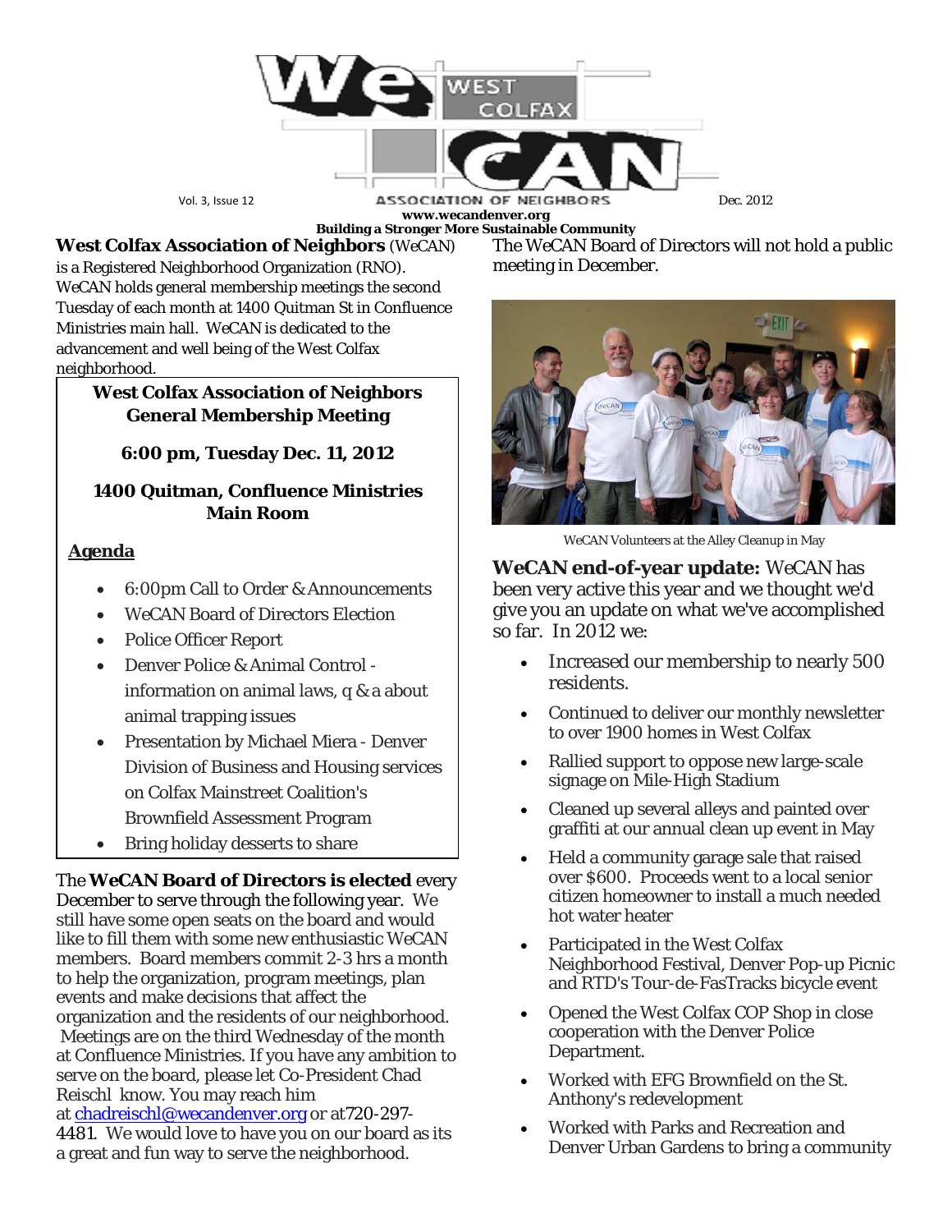# WeCAN West Colfax Association of Neighbors

Vol. 3, Issue 12 — Dec. 2012

www.wecandenver.org

**Building a Stronger More Sustainable Community**

**West Colfax Association of Neighbors** (WeCAN) is a Registered Neighborhood Organization (RNO). WeCAN holds general membership meetings the second Tuesday of each month at 1400 Quitman St in Confluence Ministries main hall. WeCAN is dedicated to the advancement and well being of the West Colfax neighborhood.

**West Colfax Association of Neighbors General Membership Meeting**

**6:00 pm, Tuesday Dec. 11, 2012**

**1400 Quitman, Confluence Ministries Main Room**

**Agenda**

- 6:00pm Call to Order & Announcements
- WeCAN Board of Directors Election
- Police Officer Report
- Denver Police & Animal Control - information on animal laws, q & a about animal trapping issues
- Presentation by Michael Miera - Denver Division of Business and Housing services on Colfax Mainstreet Coalition's Brownfield Assessment Program
- Bring holiday desserts to share

The **WeCAN Board of Directors is elected** every December to serve through the following year. We still have some open seats on the board and would like to fill them with some new enthusiastic WeCAN members. Board members commit 2-3 hrs a month to help the organization, program meetings, plan events and make decisions that affect the organization and the residents of our neighborhood. Meetings are on the third Wednesday of the month at Confluence Ministries. If you have any ambition to serve on the board, please let Co-President Chad Reischl know. You may reach him at chadreischl@wecandenver.org or at720-297-4481. We would love to have you on our board as its a great and fun way to serve the neighborhood.

The WeCAN Board of Directors will not hold a public meeting in December.

WeCAN Volunteers at the Alley Cleanup in May

**WeCAN end-of-year update:** WeCAN has been very active this year and we thought we'd give you an update on what we've accomplished so far. In 2012 we:

- Increased our membership to nearly 500 residents.
- Continued to deliver our monthly newsletter to over 1900 homes in West Colfax
- Rallied support to oppose new large-scale signage on Mile-High Stadium
- Cleaned up several alleys and painted over graffiti at our annual clean up event in May
- Held a community garage sale that raised over $600. Proceeds went to a local senior citizen homeowner to install a much needed hot water heater
- Participated in the West Colfax Neighborhood Festival, Denver Pop-up Picnic and RTD's Tour-de-FasTracks bicycle event
- Opened the West Colfax COP Shop in close cooperation with the Denver Police Department.
- Worked with EFG Brownfield on the St. Anthony's redevelopment
- Worked with Parks and Recreation and Denver Urban Gardens to bring a community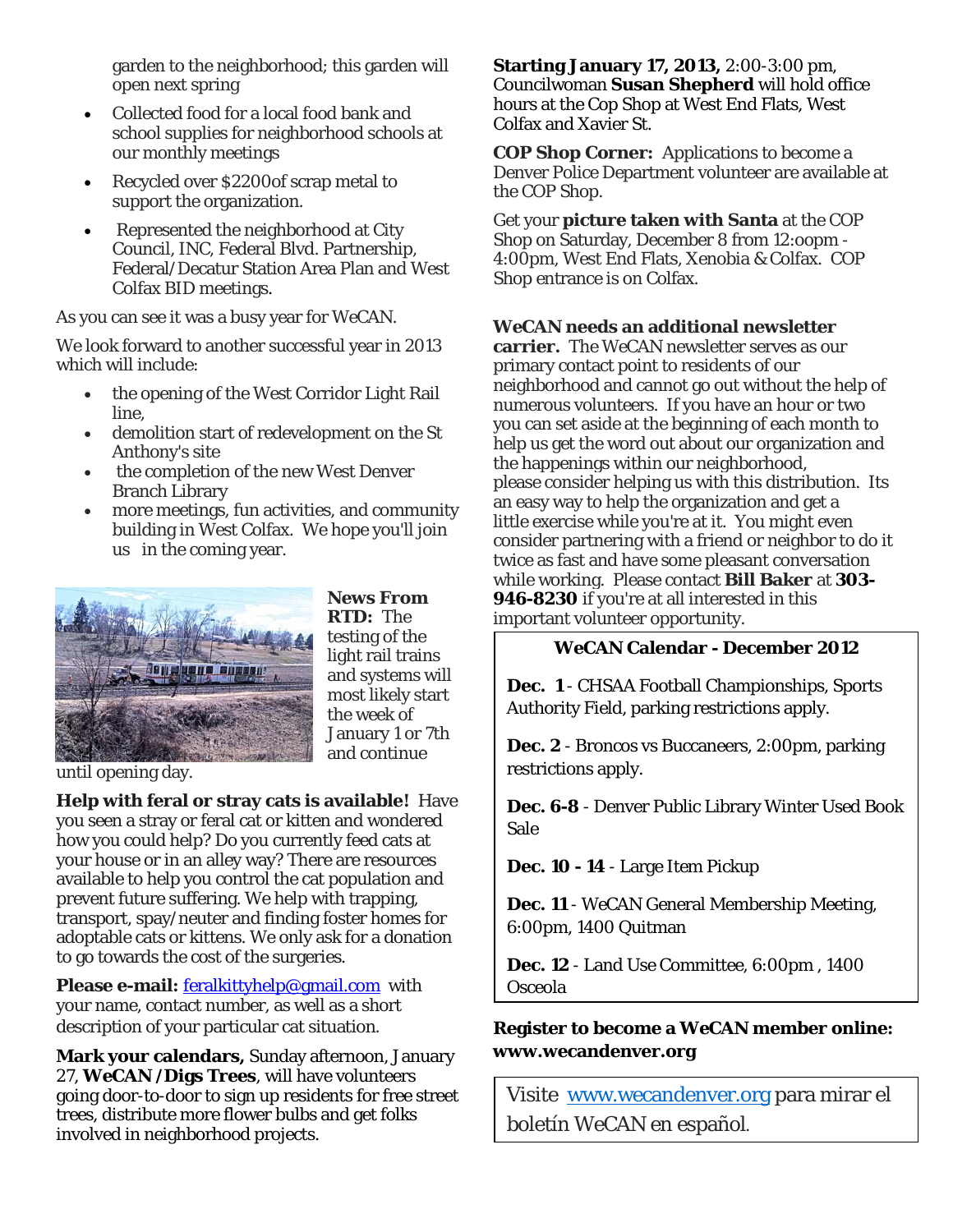garden to the neighborhood; this garden will open next spring

- Collected food for a local food bank and school supplies for neighborhood schools at our monthly meetings
- Recycled over $2200of scrap metal to support the organization.
- Represented the neighborhood at City Council, INC, Federal Blvd. Partnership, Federal/Decatur Station Area Plan and West Colfax BID meetings.

As you can see it was a busy year for WeCAN.

We look forward to another successful year in 2013 which will include:

- the opening of the West Corridor Light Rail line,
- demolition start of redevelopment on the St Anthony's site
- the completion of the new West Denver Branch Library
- more meetings, fun activities, and community building in West Colfax. We hope you'll join us in the coming year.

**News From RTD:** The testing of the light rail trains and systems will most likely start the week of January 1 or 7th and continue until opening day.

**Help with feral or stray cats is available!** Have you seen a stray or feral cat or kitten and wondered how you could help? Do you currently feed cats at your house or in an alley way? There are resources available to help you control the cat population and prevent future suffering. We help with trapping, transport, spay/neuter and finding foster homes for adoptable cats or kittens. We only ask for a donation to go towards the cost of the surgeries.

**Please e-mail:** feralkittyhelp@gmail.com with your name, contact number, as well as a short description of your particular cat situation.

**Mark your calendars,** Sunday afternoon, January 27, **WeCAN /Digs Trees**, will have volunteers going door-to-door to sign up residents for free street trees, distribute more flower bulbs and get folks involved in neighborhood projects.

**Starting January 17, 2013,** 2:00-3:00 pm, Councilwoman **Susan Shepherd** will hold office hours at the Cop Shop at West End Flats, West Colfax and Xavier St.

**COP Shop Corner:** Applications to become a Denver Police Department volunteer are available at the COP Shop.

Get your **picture taken with Santa** at the COP Shop on Saturday, December 8 from 12:oopm - 4:00pm, West End Flats, Xenobia & Colfax. COP Shop entrance is on Colfax.

**WeCAN needs an additional newsletter carrier.** The WeCAN newsletter serves as our primary contact point to residents of our neighborhood and cannot go out without the help of numerous volunteers. If you have an hour or two you can set aside at the beginning of each month to help us get the word out about our organization and the happenings within our neighborhood, please consider helping us with this distribution. Its an easy way to help the organization and get a little exercise while you're at it. You might even consider partnering with a friend or neighbor to do it twice as fast and have some pleasant conversation while working. Please contact **Bill Baker** at **303-946-8230** if you're at all interested in this important volunteer opportunity.

**WeCAN Calendar - December 2012**

**Dec. 1** - CHSAA Football Championships, Sports Authority Field, parking restrictions apply.

**Dec. 2** - Broncos vs Buccaneers, 2:00pm, parking restrictions apply.

**Dec. 6-8** - Denver Public Library Winter Used Book Sale

**Dec. 10 - 14** - Large Item Pickup

**Dec. 11** - WeCAN General Membership Meeting, 6:00pm, 1400 Quitman

**Dec. 12** - Land Use Committee, 6:00pm , 1400 Osceola

**Register to become a WeCAN member online: www.wecandenver.org**

Visite www.wecandenver.org para mirar el boletín WeCAN en español.